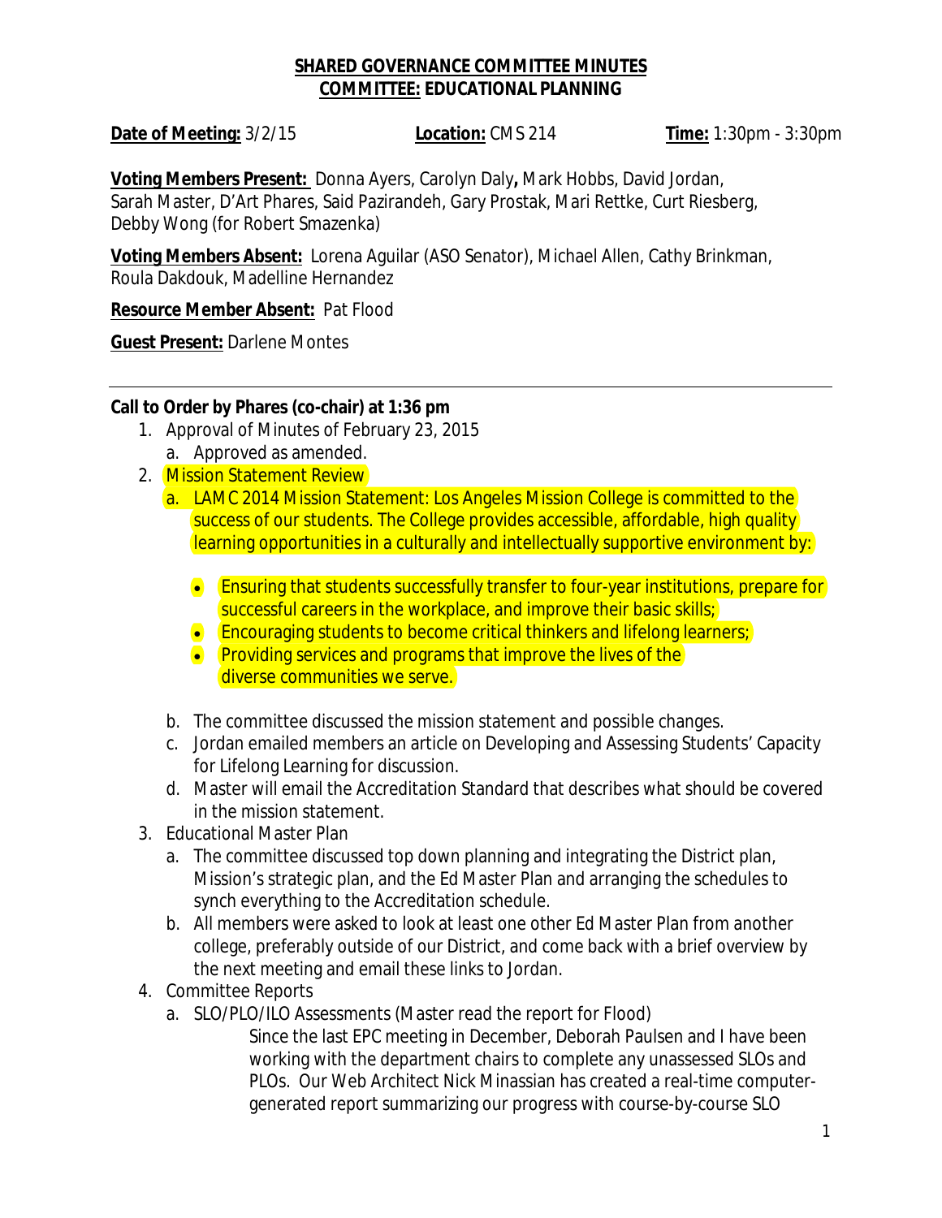**SHARED GOVERNANCE COMMITTEE MINUTES**
**COMMITTEE: EDUCATIONAL PLANNING**

**Date of Meeting:** 3/2/15 **Location:** CMS 214 **Time:** 1:30pm - 3:30pm

**Voting Members Present:** Donna Ayers, Carolyn Daly**,** Mark Hobbs, David Jordan, Sarah Master, D'Art Phares, Said Pazirandeh, Gary Prostak, Mari Rettke, Curt Riesberg, Debby Wong (for Robert Smazenka)

**Voting Members Absent:** Lorena Aguilar (ASO Senator), Michael Allen, Cathy Brinkman, Roula Dakdouk, Madelline Hernandez

**Resource Member Absent:** Pat Flood

**Guest Present:** Darlene Montes

---

**Call to Order by Phares (co-chair) at 1:36 pm**

1. Approval of Minutes of February 23, 2015
   a. Approved as amended.
2. Mission Statement Review
   a. LAMC 2014 Mission Statement: Los Angeles Mission College is committed to the success of our students. The College provides accessible, affordable, high quality learning opportunities in a culturally and intellectually supportive environment by:
      - Ensuring that students successfully transfer to four-year institutions, prepare for successful careers in the workplace, and improve their basic skills;
      - Encouraging students to become critical thinkers and lifelong learners;
      - Providing services and programs that improve the lives of the diverse communities we serve.

   b. The committee discussed the mission statement and possible changes.
   c. Jordan emailed members an article on Developing and Assessing Students' Capacity for Lifelong Learning for discussion.
   d. Master will email the Accreditation Standard that describes what should be covered in the mission statement.
3. Educational Master Plan
   a. The committee discussed top down planning and integrating the District plan, Mission's strategic plan, and the Ed Master Plan and arranging the schedules to synch everything to the Accreditation schedule.
   b. All members were asked to look at least one other Ed Master Plan from another college, preferably outside of our District, and come back with a brief overview by the next meeting and email these links to Jordan.
4. Committee Reports
   a. SLO/PLO/ILO Assessments (Master read the report for Flood)

      Since the last EPC meeting in December, Deborah Paulsen and I have been working with the department chairs to complete any unassessed SLOs and PLOs. Our Web Architect Nick Minassian has created a real-time computer-generated report summarizing our progress with course-by-course SLO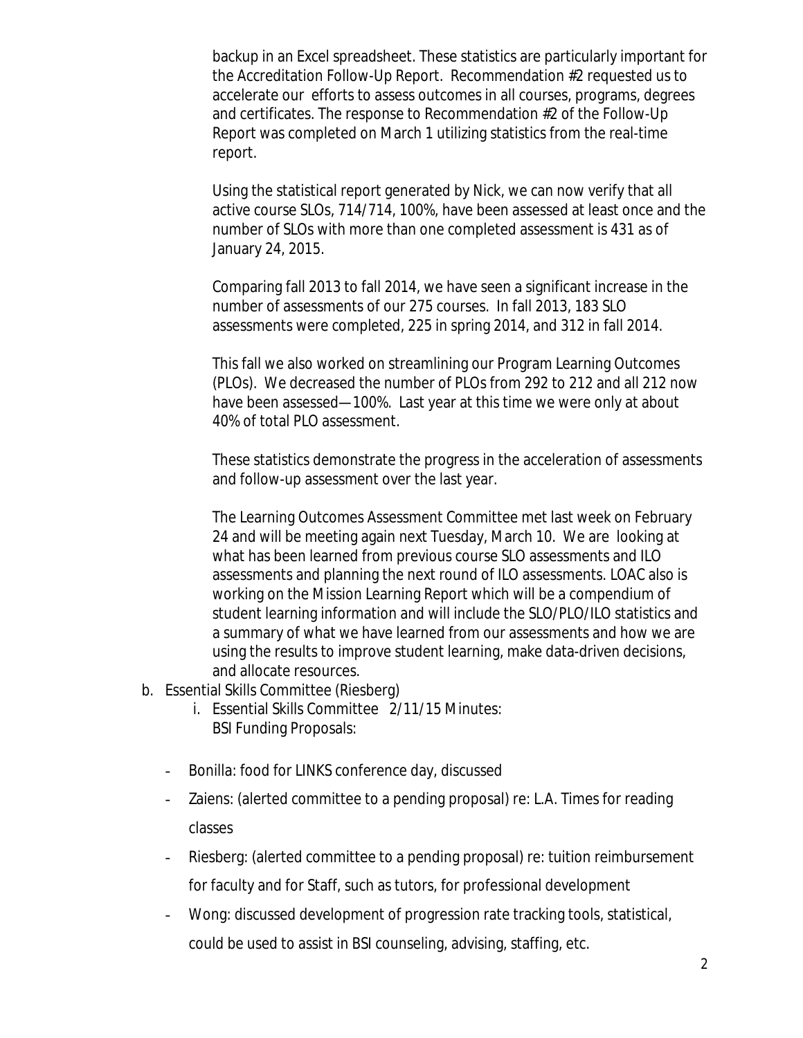backup in an Excel spreadsheet. These statistics are particularly important for the Accreditation Follow-Up Report. Recommendation #2 requested us to accelerate our efforts to assess outcomes in all courses, programs, degrees and certificates. The response to Recommendation #2 of the Follow-Up Report was completed on March 1 utilizing statistics from the real-time report.

Using the statistical report generated by Nick, we can now verify that all active course SLOs, 714/714, 100%, have been assessed at least once and the number of SLOs with more than one completed assessment is 431 as of January 24, 2015.

Comparing fall 2013 to fall 2014, we have seen a significant increase in the number of assessments of our 275 courses. In fall 2013, 183 SLO assessments were completed, 225 in spring 2014, and 312 in fall 2014.

This fall we also worked on streamlining our Program Learning Outcomes (PLOs). We decreased the number of PLOs from 292 to 212 and all 212 now have been assessed—100%. Last year at this time we were only at about 40% of total PLO assessment.

These statistics demonstrate the progress in the acceleration of assessments and follow-up assessment over the last year.

The Learning Outcomes Assessment Committee met last week on February 24 and will be meeting again next Tuesday, March 10. We are looking at what has been learned from previous course SLO assessments and ILO assessments and planning the next round of ILO assessments. LOAC also is working on the Mission Learning Report which will be a compendium of student learning information and will include the SLO/PLO/ILO statistics and a summary of what we have learned from our assessments and how we are using the results to improve student learning, make data-driven decisions, and allocate resources.

b. Essential Skills Committee (Riesberg)
   i. Essential Skills Committee 2/11/15 Minutes:
      BSI Funding Proposals:

- Bonilla: food for LINKS conference day, discussed
- Zaiens: (alerted committee to a pending proposal) re: L.A. Times for reading classes
- Riesberg: (alerted committee to a pending proposal) re: tuition reimbursement for faculty and for Staff, such as tutors, for professional development
- Wong: discussed development of progression rate tracking tools, statistical, could be used to assist in BSI counseling, advising, staffing, etc.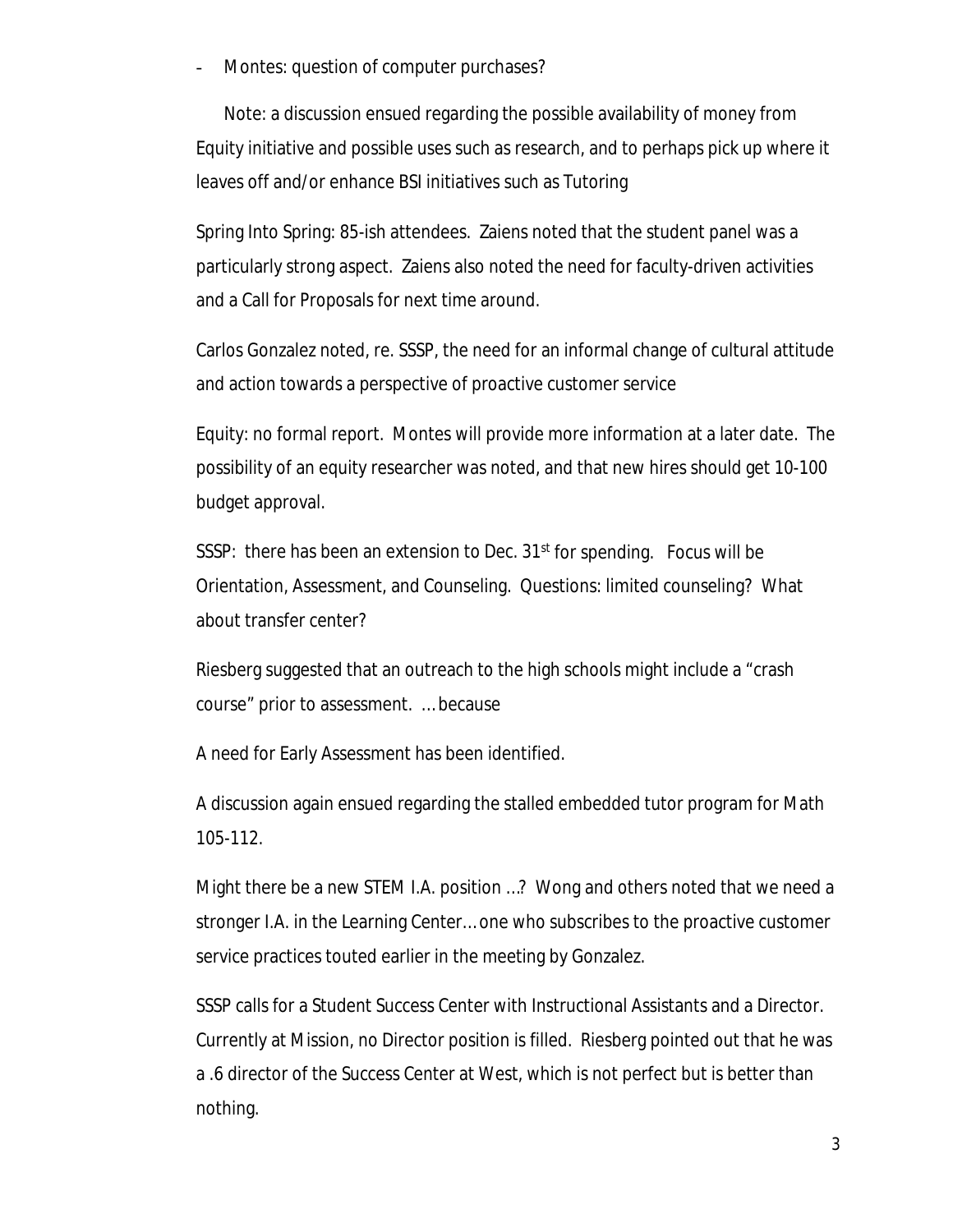- Montes: question of computer purchases?

  Note: a discussion ensued regarding the possible availability of money from Equity initiative and possible uses such as research, and to perhaps pick up where it leaves off and/or enhance BSI initiatives such as Tutoring

Spring Into Spring: 85-ish attendees. Zaiens noted that the student panel was a particularly strong aspect. Zaiens also noted the need for faculty-driven activities and a Call for Proposals for next time around.

Carlos Gonzalez noted, re. SSSP, the need for an informal change of cultural attitude and action towards a perspective of proactive customer service

Equity: no formal report. Montes will provide more information at a later date. The possibility of an equity researcher was noted, and that new hires should get 10-100 budget approval.

SSSP: there has been an extension to Dec. 31st for spending. Focus will be Orientation, Assessment, and Counseling. Questions: limited counseling? What about transfer center?

Riesberg suggested that an outreach to the high schools might include a "crash course" prior to assessment. …because

A need for Early Assessment has been identified.

A discussion again ensued regarding the stalled embedded tutor program for Math 105-112.

Might there be a new STEM I.A. position …? Wong and others noted that we need a stronger I.A. in the Learning Center…one who subscribes to the proactive customer service practices touted earlier in the meeting by Gonzalez.

SSSP calls for a Student Success Center with Instructional Assistants and a Director. Currently at Mission, no Director position is filled. Riesberg pointed out that he was a .6 director of the Success Center at West, which is not perfect but is better than nothing.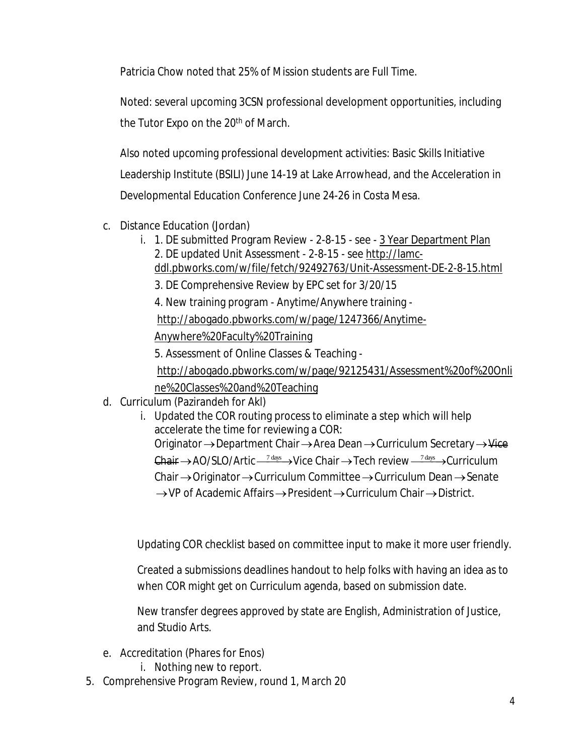Patricia Chow noted that 25% of Mission students are Full Time.

Noted: several upcoming 3CSN professional development opportunities, including the Tutor Expo on the 20th of March.

Also noted upcoming professional development activities: Basic Skills Initiative Leadership Institute (BSILI) June 14-19 at Lake Arrowhead, and the Acceleration in Developmental Education Conference June 24-26 in Costa Mesa.

c. Distance Education (Jordan)
   i. 1. DE submitted Program Review - 2-8-15 - see - 3 Year Department Plan
      2. DE updated Unit Assessment - 2-8-15 - see http://lamc-ddl.pbworks.com/w/file/fetch/92492763/Unit-Assessment-DE-2-8-15.html
      3. DE Comprehensive Review by EPC set for 3/20/15
      4. New training program - Anytime/Anywhere training - http://abogado.pbworks.com/w/page/1247366/Anytime-Anywhere%20Faculty%20Training
      5. Assessment of Online Classes & Teaching - http://abogado.pbworks.com/w/page/92125431/Assessment%20of%20Online%20Classes%20and%20Teaching

d. Curriculum (Pazirandeh for Akl)
   i. Updated the COR routing process to eliminate a step which will help accelerate the time for reviewing a COR:
      Originator → Department Chair → Area Dean → Curriculum Secretary → ~~Vice Chair~~ → AO/SLO/Artic $\xrightarrow{7\text{ days}}$ Vice Chair → Tech review $\xrightarrow{7\text{ days}}$ Curriculum Chair → Originator → Curriculum Committee → Curriculum Dean → Senate → VP of Academic Affairs → President → Curriculum Chair → District.

      Updating COR checklist based on committee input to make it more user friendly.

      Created a submissions deadlines handout to help folks with having an idea as to when COR might get on Curriculum agenda, based on submission date.

      New transfer degrees approved by state are English, Administration of Justice, and Studio Arts.

e. Accreditation (Phares for Enos)
   i. Nothing new to report.

5. Comprehensive Program Review, round 1, March 20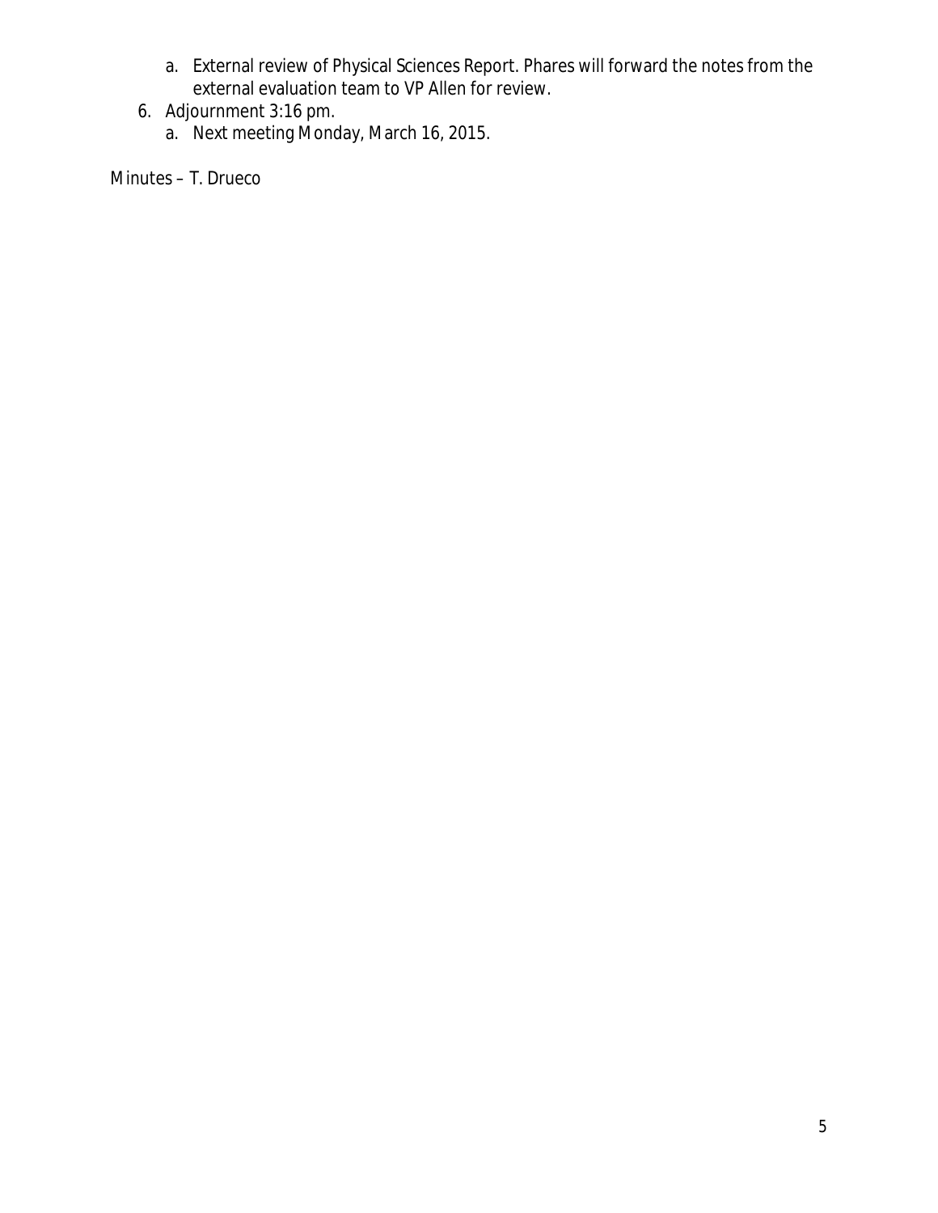a. External review of Physical Sciences Report. Phares will forward the notes from the external evaluation team to VP Allen for review.

6. Adjournment 3:16 pm.
   a. Next meeting Monday, March 16, 2015.

Minutes – T. Drueco